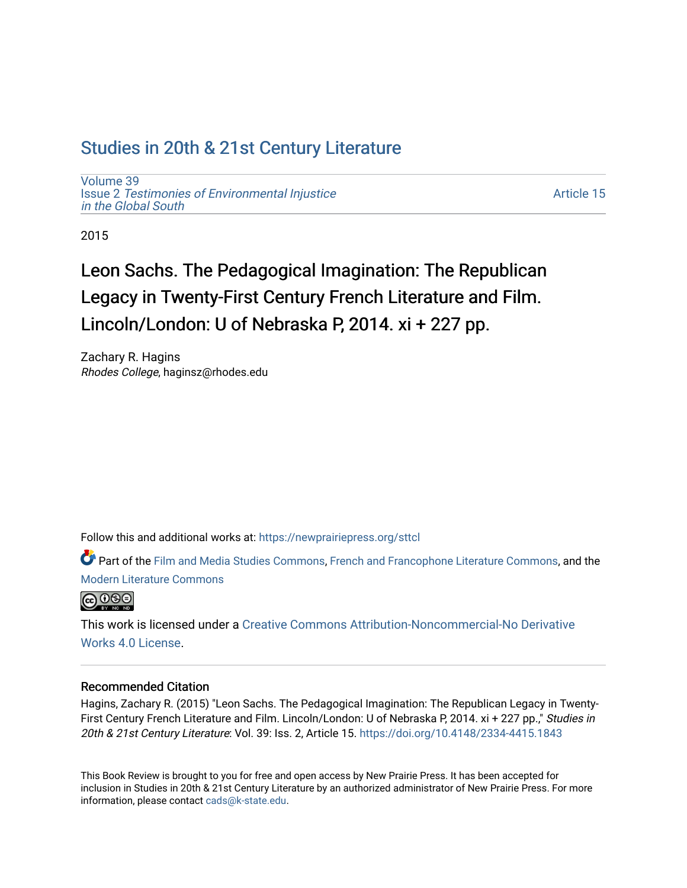# Studies in 20th & 21st Century Literature

Volume 39
Issue 2 *Testimonies of Environmental Injustice in the Global South*

Article 15

2015

## Leon Sachs. The Pedagogical Imagination: The Republican Legacy in Twenty-First Century French Literature and Film. Lincoln/London: U of Nebraska P, 2014. xi + 227 pp.

Zachary R. Hagins
*Rhodes College*, haginsz@rhodes.edu

Follow this and additional works at: https://newprairiepress.org/sttcl

Part of the Film and Media Studies Commons, French and Francophone Literature Commons, and the Modern Literature Commons

This work is licensed under a Creative Commons Attribution-Noncommercial-No Derivative Works 4.0 License.

### Recommended Citation

Hagins, Zachary R. (2015) "Leon Sachs. The Pedagogical Imagination: The Republican Legacy in Twenty-First Century French Literature and Film. Lincoln/London: U of Nebraska P, 2014. xi + 227 pp.," *Studies in 20th & 21st Century Literature*: Vol. 39: Iss. 2, Article 15. https://doi.org/10.4148/2334-4415.1843

This Book Review is brought to you for free and open access by New Prairie Press. It has been accepted for inclusion in Studies in 20th & 21st Century Literature by an authorized administrator of New Prairie Press. For more information, please contact cads@k-state.edu.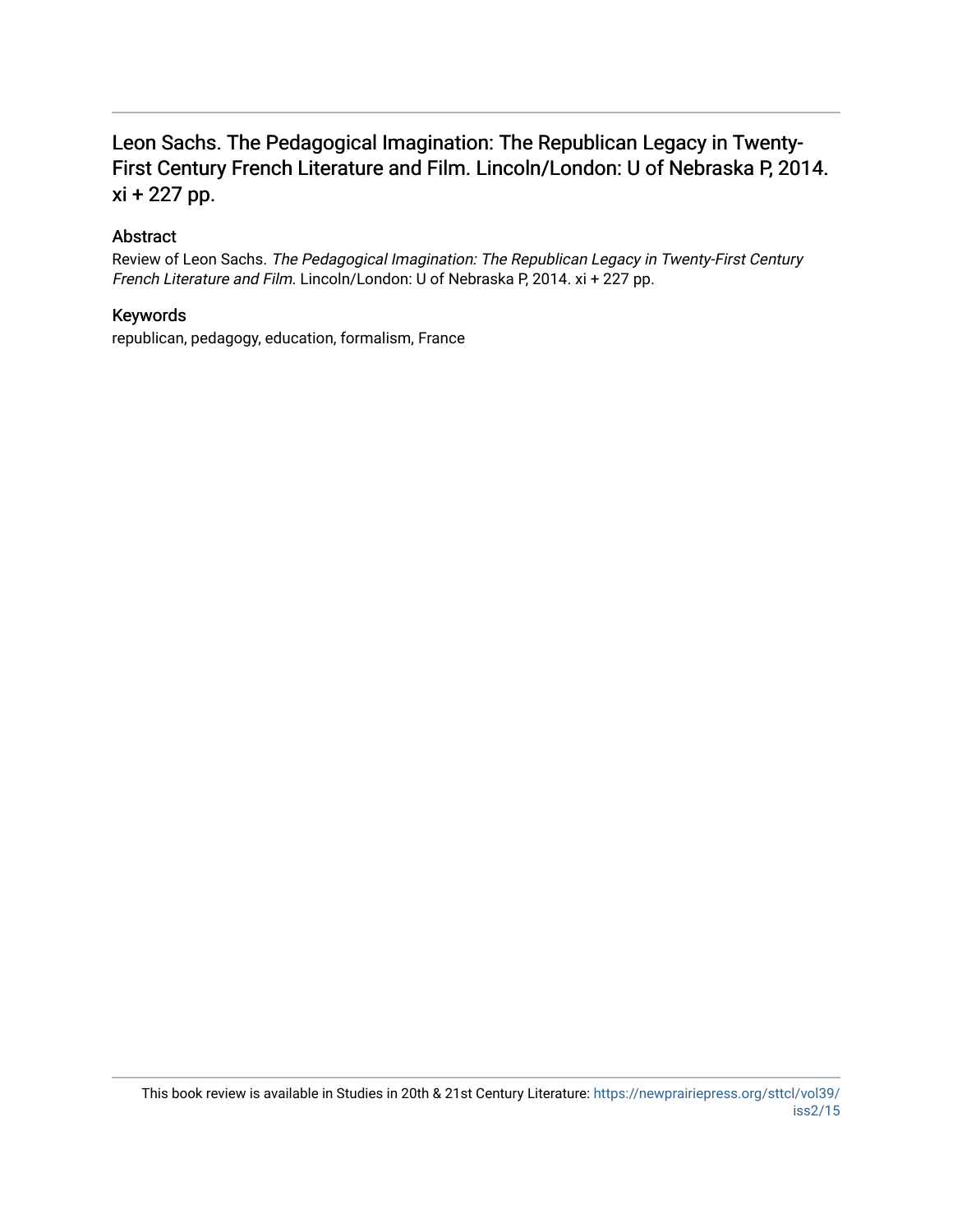# Leon Sachs. The Pedagogical Imagination: The Republican Legacy in Twenty-First Century French Literature and Film. Lincoln/London: U of Nebraska P, 2014. xi + 227 pp.

## Abstract

Review of Leon Sachs. *The Pedagogical Imagination: The Republican Legacy in Twenty-First Century French Literature and Film.* Lincoln/London: U of Nebraska P, 2014. xi + 227 pp.

## Keywords

republican, pedagogy, education, formalism, France

This book review is available in Studies in 20th & 21st Century Literature: https://newprairiepress.org/sttcl/vol39/iss2/15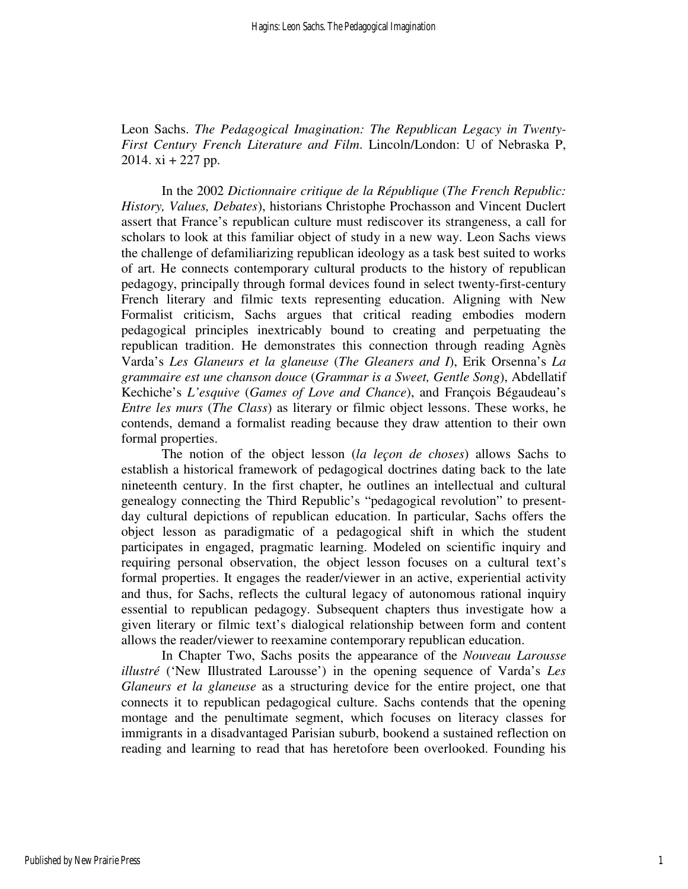Leon Sachs. *The Pedagogical Imagination: The Republican Legacy in Twenty-First Century French Literature and Film*. Lincoln/London: U of Nebraska P, 2014. xi + 227 pp.

In the 2002 *Dictionnaire critique de la République* (*The French Republic: History, Values, Debates*), historians Christophe Prochasson and Vincent Duclert assert that France's republican culture must rediscover its strangeness, a call for scholars to look at this familiar object of study in a new way. Leon Sachs views the challenge of defamiliarizing republican ideology as a task best suited to works of art. He connects contemporary cultural products to the history of republican pedagogy, principally through formal devices found in select twenty-first-century French literary and filmic texts representing education. Aligning with New Formalist criticism, Sachs argues that critical reading embodies modern pedagogical principles inextricably bound to creating and perpetuating the republican tradition. He demonstrates this connection through reading Agnès Varda's *Les Glaneurs et la glaneuse* (*The Gleaners and I*), Erik Orsenna's *La grammaire est une chanson douce* (*Grammar is a Sweet, Gentle Song*), Abdellatif Kechiche's *L'esquive* (*Games of Love and Chance*), and François Bégaudeau's *Entre les murs* (*The Class*) as literary or filmic object lessons. These works, he contends, demand a formalist reading because they draw attention to their own formal properties.

The notion of the object lesson (*la leçon de choses*) allows Sachs to establish a historical framework of pedagogical doctrines dating back to the late nineteenth century. In the first chapter, he outlines an intellectual and cultural genealogy connecting the Third Republic's "pedagogical revolution" to present-day cultural depictions of republican education. In particular, Sachs offers the object lesson as paradigmatic of a pedagogical shift in which the student participates in engaged, pragmatic learning. Modeled on scientific inquiry and requiring personal observation, the object lesson focuses on a cultural text's formal properties. It engages the reader/viewer in an active, experiential activity and thus, for Sachs, reflects the cultural legacy of autonomous rational inquiry essential to republican pedagogy. Subsequent chapters thus investigate how a given literary or filmic text's dialogical relationship between form and content allows the reader/viewer to reexamine contemporary republican education.

In Chapter Two, Sachs posits the appearance of the *Nouveau Larousse illustré* ('New Illustrated Larousse') in the opening sequence of Varda's *Les Glaneurs et la glaneuse* as a structuring device for the entire project, one that connects it to republican pedagogical culture. Sachs contends that the opening montage and the penultimate segment, which focuses on literacy classes for immigrants in a disadvantaged Parisian suburb, bookend a sustained reflection on reading and learning to read that has heretofore been overlooked. Founding his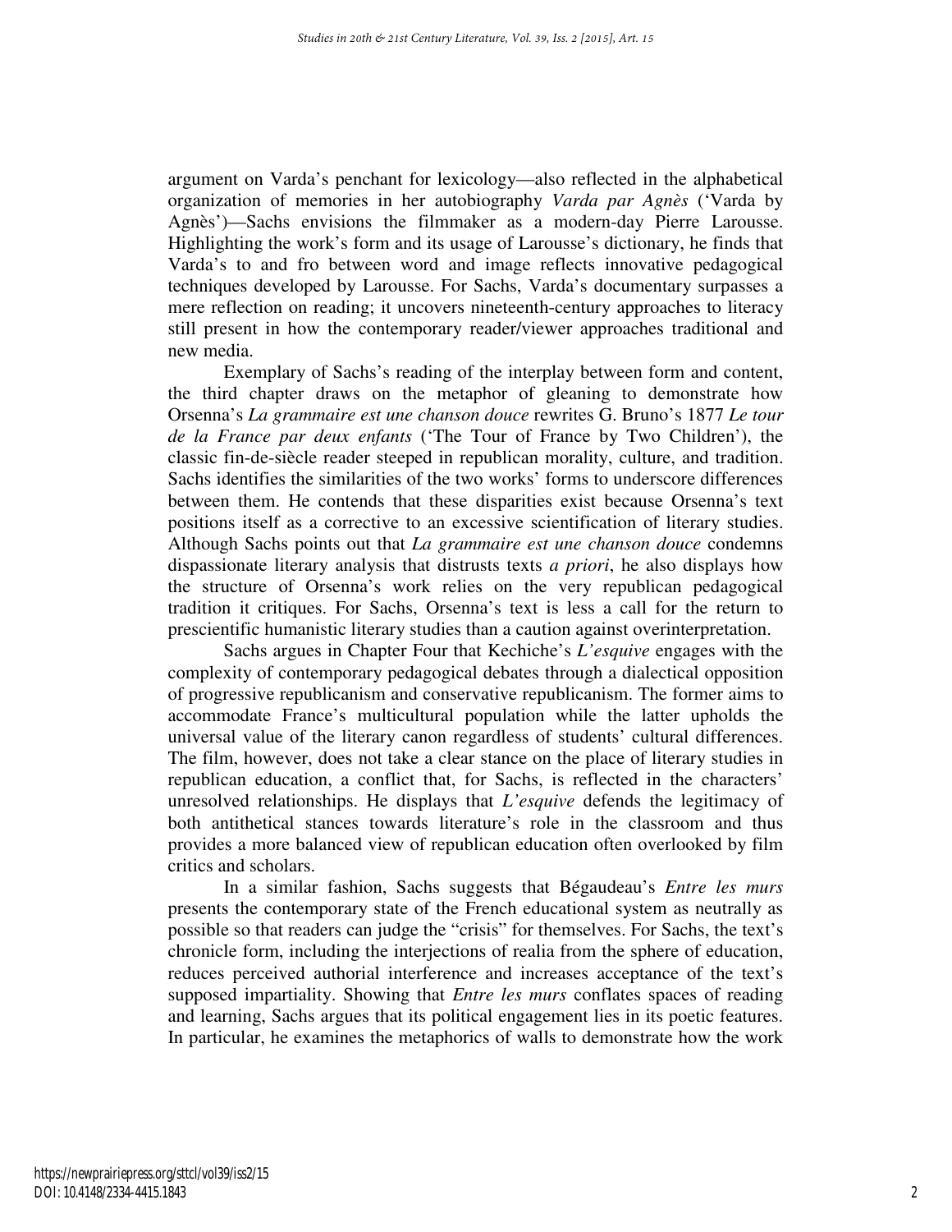argument on Varda's penchant for lexicology—also reflected in the alphabetical organization of memories in her autobiography *Varda par Agnès* ('Varda by Agnès')—Sachs envisions the filmmaker as a modern-day Pierre Larousse. Highlighting the work's form and its usage of Larousse's dictionary, he finds that Varda's to and fro between word and image reflects innovative pedagogical techniques developed by Larousse. For Sachs, Varda's documentary surpasses a mere reflection on reading; it uncovers nineteenth-century approaches to literacy still present in how the contemporary reader/viewer approaches traditional and new media.

Exemplary of Sachs's reading of the interplay between form and content, the third chapter draws on the metaphor of gleaning to demonstrate how Orsenna's *La grammaire est une chanson douce* rewrites G. Bruno's 1877 *Le tour de la France par deux enfants* ('The Tour of France by Two Children'), the classic fin-de-siècle reader steeped in republican morality, culture, and tradition. Sachs identifies the similarities of the two works' forms to underscore differences between them. He contends that these disparities exist because Orsenna's text positions itself as a corrective to an excessive scientification of literary studies. Although Sachs points out that *La grammaire est une chanson douce* condemns dispassionate literary analysis that distrusts texts *a priori*, he also displays how the structure of Orsenna's work relies on the very republican pedagogical tradition it critiques. For Sachs, Orsenna's text is less a call for the return to prescientific humanistic literary studies than a caution against overinterpretation.

Sachs argues in Chapter Four that Kechiche's *L'esquive* engages with the complexity of contemporary pedagogical debates through a dialectical opposition of progressive republicanism and conservative republicanism. The former aims to accommodate France's multicultural population while the latter upholds the universal value of the literary canon regardless of students' cultural differences. The film, however, does not take a clear stance on the place of literary studies in republican education, a conflict that, for Sachs, is reflected in the characters' unresolved relationships. He displays that *L'esquive* defends the legitimacy of both antithetical stances towards literature's role in the classroom and thus provides a more balanced view of republican education often overlooked by film critics and scholars.

In a similar fashion, Sachs suggests that Bégaudeau's *Entre les murs* presents the contemporary state of the French educational system as neutrally as possible so that readers can judge the "crisis" for themselves. For Sachs, the text's chronicle form, including the interjections of realia from the sphere of education, reduces perceived authorial interference and increases acceptance of the text's supposed impartiality. Showing that *Entre les murs* conflates spaces of reading and learning, Sachs argues that its political engagement lies in its poetic features. In particular, he examines the metaphorics of walls to demonstrate how the work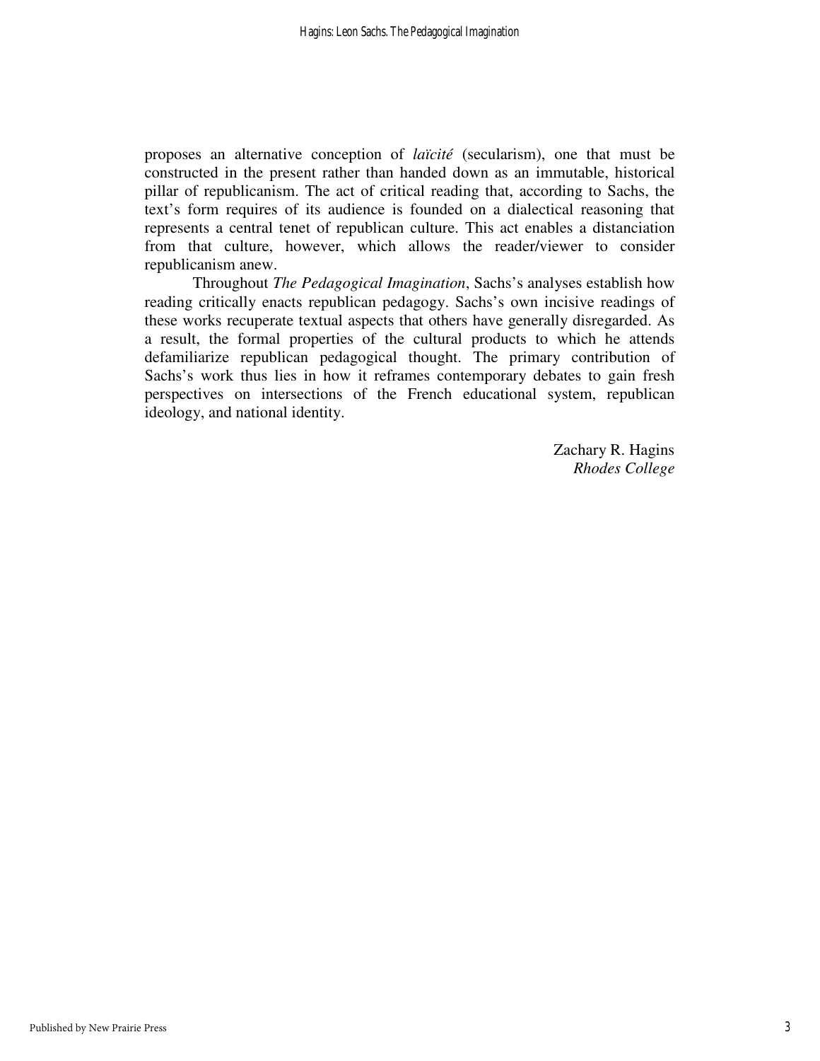proposes an alternative conception of *laïcité* (secularism), one that must be constructed in the present rather than handed down as an immutable, historical pillar of republicanism. The act of critical reading that, according to Sachs, the text's form requires of its audience is founded on a dialectical reasoning that represents a central tenet of republican culture. This act enables a distanciation from that culture, however, which allows the reader/viewer to consider republicanism anew.

Throughout *The Pedagogical Imagination*, Sachs's analyses establish how reading critically enacts republican pedagogy. Sachs's own incisive readings of these works recuperate textual aspects that others have generally disregarded. As a result, the formal properties of the cultural products to which he attends defamiliarize republican pedagogical thought. The primary contribution of Sachs's work thus lies in how it reframes contemporary debates to gain fresh perspectives on intersections of the French educational system, republican ideology, and national identity.

Zachary R. Hagins
*Rhodes College*